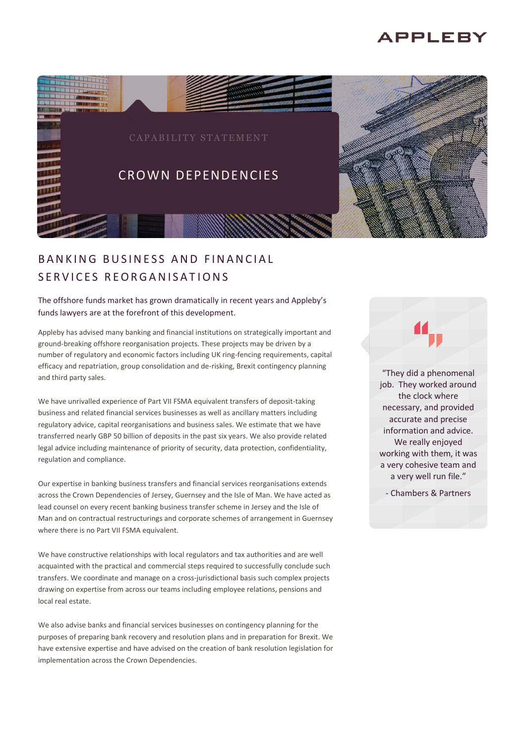APPLEBY

CAPABILITY STATEMENT

# CROWN DEPENDENCIES

## BANKING BUSINESS AND FINANCIAL SERVICES REORGANISATIONS

The offshore funds market has grown dramatically in recent years and Appleby's funds lawyers are at the forefront of this development.

Appleby has advised many banking and financial institutions on strategically important and ground-breaking offshore reorganisation projects. These projects may be driven by a number of regulatory and economic factors including UK ring-fencing requirements, capital efficacy and repatriation, group consolidation and de-risking, Brexit contingency planning and third party sales.

We have unrivalled experience of Part VII FSMA equivalent transfers of deposit-taking business and related financial services businesses as well as ancillary matters including regulatory advice, capital reorganisations and business sales. We estimate that we have transferred nearly GBP 50 billion of deposits in the past six years. We also provide related legal advice including maintenance of priority of security, data protection, confidentiality, regulation and compliance.

Our expertise in banking business transfers and financial services reorganisations extends across the Crown Dependencies of Jersey, Guernsey and the Isle of Man. We have acted as lead counsel on every recent banking business transfer scheme in Jersey and the Isle of Man and on contractual restructurings and corporate schemes of arrangement in Guernsey where there is no Part VII FSMA equivalent.

We have constructive relationships with local regulators and tax authorities and are well acquainted with the practical and commercial steps required to successfully conclude such transfers. We coordinate and manage on a cross-jurisdictional basis such complex projects drawing on expertise from across our teams including employee relations, pensions and local real estate.

We also advise banks and financial services businesses on contingency planning for the purposes of preparing bank recovery and resolution plans and in preparation for Brexit. We have extensive expertise and have advised on the creation of bank resolution legislation for implementation across the Crown Dependencies.

> "They did a phenomenal job. They worked around the clock where necessary, and provided accurate and precise information and advice. We really enjoyed working with them, it was a very cohesive team and a very well run file."
>
> - Chambers & Partners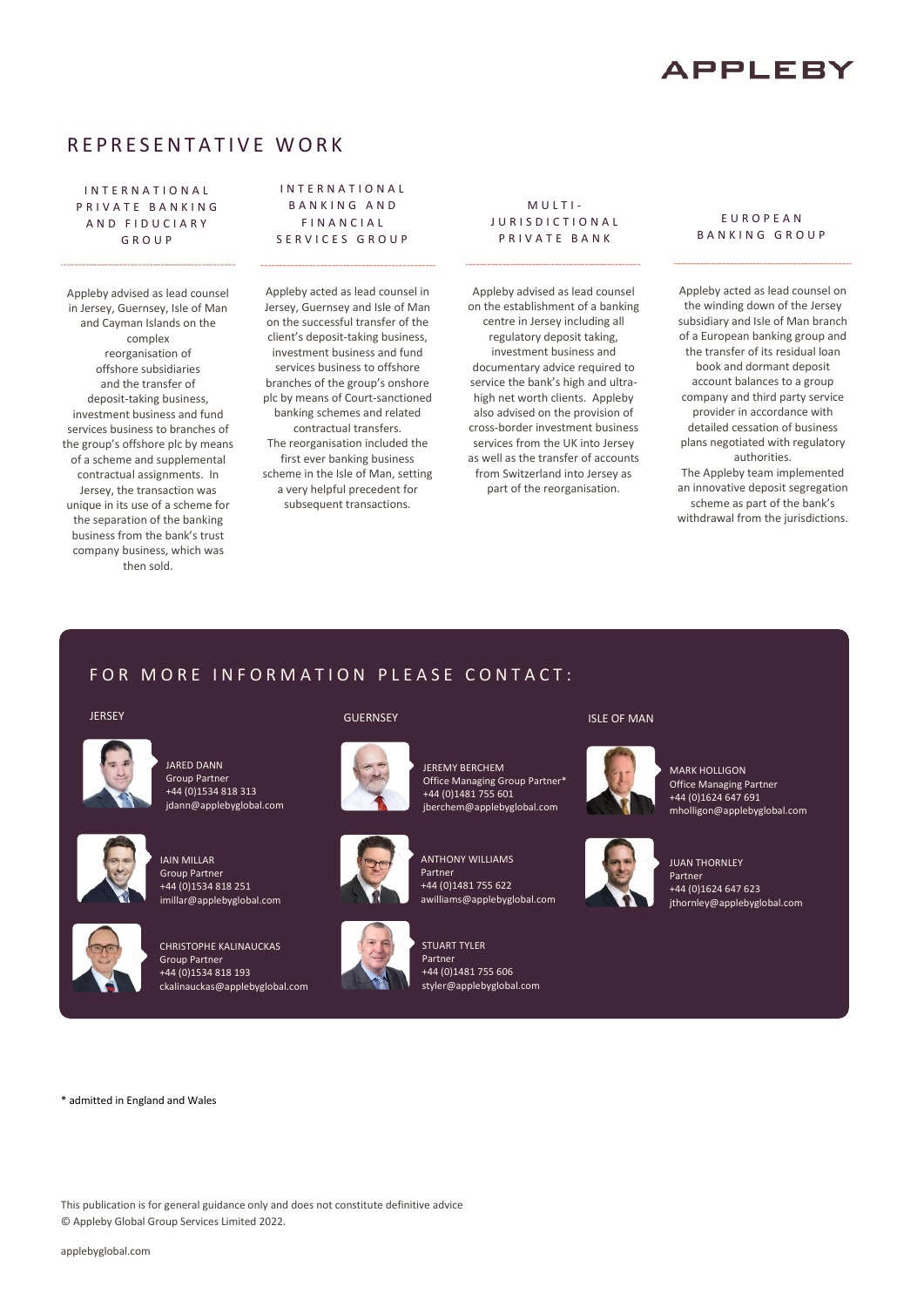## REPRESENTATIVE WORK

### INTERNATIONAL PRIVATE BANKING AND FIDUCIARY GROUP

Appleby advised as lead counsel in Jersey, Guernsey, Isle of Man and Cayman Islands on the complex reorganisation of offshore subsidiaries and the transfer of deposit-taking business, investment business and fund services business to branches of the group's offshore plc by means of a scheme and supplemental contractual assignments. In Jersey, the transaction was unique in its use of a scheme for the separation of the banking business from the bank's trust company business, which was then sold.

### INTERNATIONAL BANKING AND FINANCIAL SERVICES GROUP

Appleby acted as lead counsel in Jersey, Guernsey and Isle of Man on the successful transfer of the client's deposit-taking business, investment business and fund services business to offshore branches of the group's onshore plc by means of Court-sanctioned banking schemes and related contractual transfers.
The reorganisation included the first ever banking business scheme in the Isle of Man, setting a very helpful precedent for subsequent transactions.

### MULTI-JURISDICTIONAL PRIVATE BANK

Appleby advised as lead counsel on the establishment of a banking centre in Jersey including all regulatory deposit taking, investment business and documentary advice required to service the bank's high and ultra-high net worth clients. Appleby also advised on the provision of cross-border investment business services from the UK into Jersey as well as the transfer of accounts from Switzerland into Jersey as part of the reorganisation.

### EUROPEAN BANKING GROUP

Appleby acted as lead counsel on the winding down of the Jersey subsidiary and Isle of Man branch of a European banking group and the transfer of its residual loan book and dormant deposit account balances to a group company and third party service provider in accordance with detailed cessation of business plans negotiated with regulatory authorities.
The Appleby team implemented an innovative deposit segregation scheme as part of the bank's withdrawal from the jurisdictions.

## FOR MORE INFORMATION PLEASE CONTACT:

### JERSEY

JARED DANN
Group Partner
+44 (0)1534 818 313
jdann@applebyglobal.com

IAIN MILLAR
Group Partner
+44 (0)1534 818 251
imillar@applebyglobal.com

CHRISTOPHE KALINAUCKAS
Group Partner
+44 (0)1534 818 193
ckalinauckas@applebyglobal.com

### GUERNSEY

JEREMY BERCHEM
Office Managing Group Partner*
+44 (0)1481 755 601
jberchem@applebyglobal.com

ANTHONY WILLIAMS
Partner
+44 (0)1481 755 622
awilliams@applebyglobal.com

STUART TYLER
Partner
+44 (0)1481 755 606
styler@applebyglobal.com

### ISLE OF MAN

MARK HOLLIGON
Office Managing Partner
+44 (0)1624 647 691
mholligon@applebyglobal.com

JUAN THORNLEY
Partner
+44 (0)1624 647 623
jthornley@applebyglobal.com

* admitted in England and Wales

This publication is for general guidance only and does not constitute definitive advice
© Appleby Global Group Services Limited 2022.

applebyglobal.com